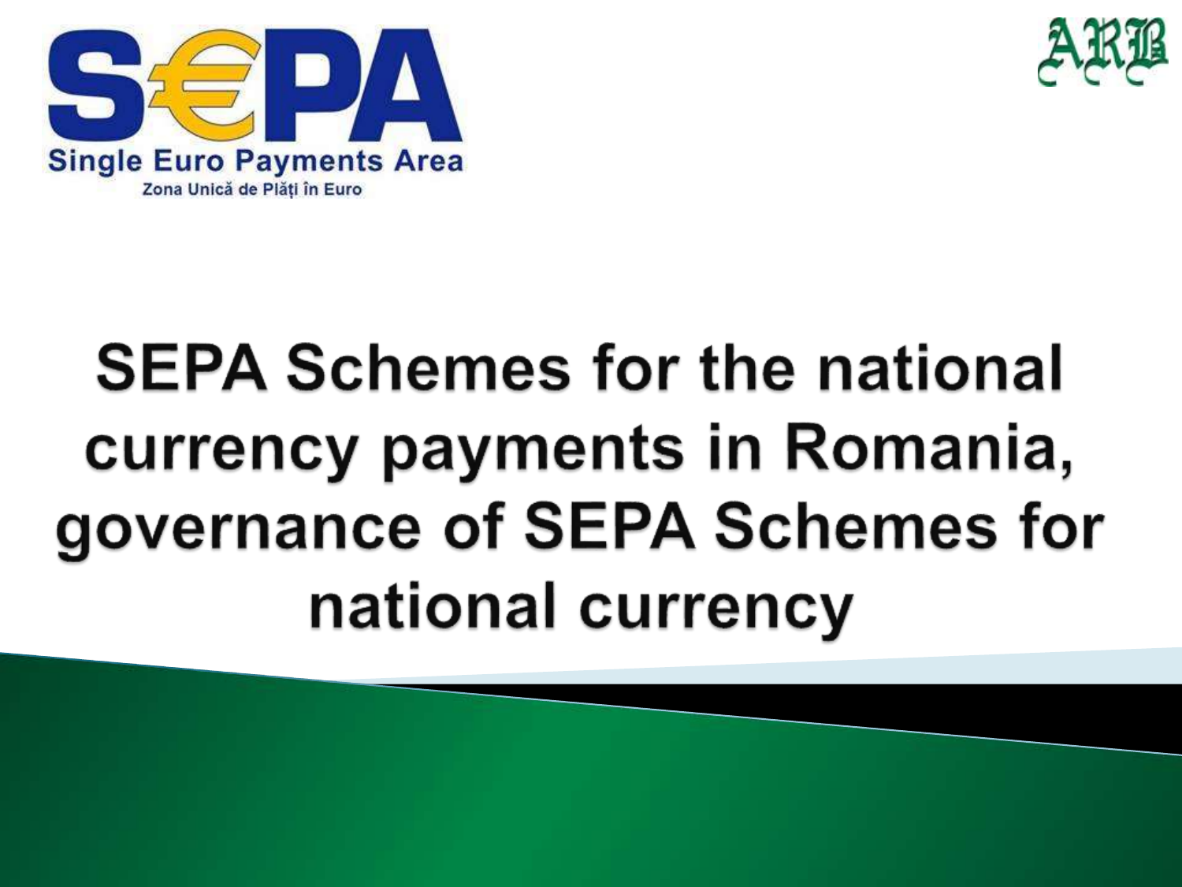SEPA

Single Euro Payments Area

Zona Unică de Plăți în Euro

ARB

# SEPA Schemes for the national currency payments in Romania, governance of SEPA Schemes for national currency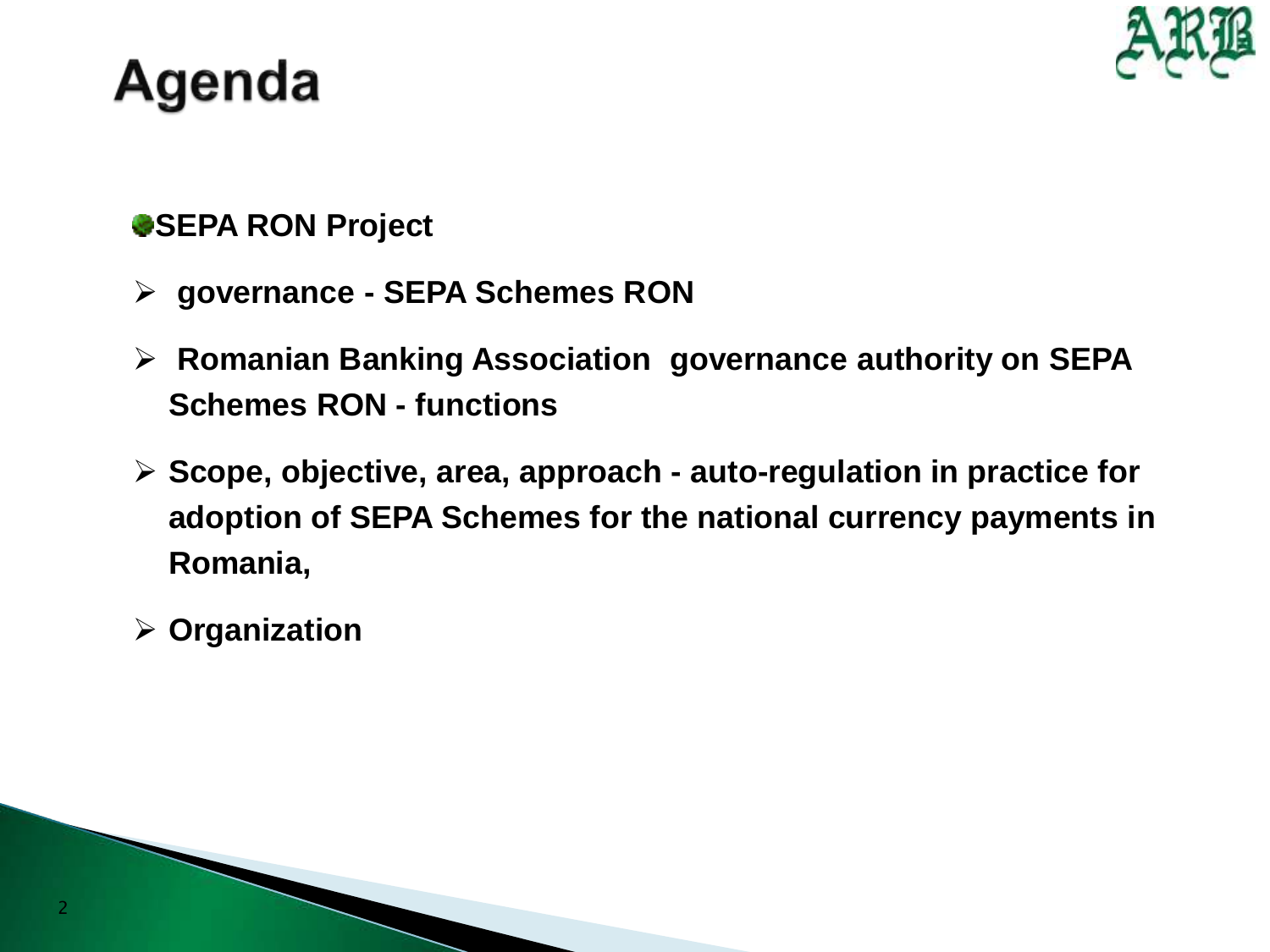# Agenda

- **SEPA RON Project**
  - **governance - SEPA Schemes RON**
  - **Romanian Banking Association governance authority on SEPA Schemes RON - functions**
  - **Scope, objective, area, approach - auto-regulation in practice for adoption of SEPA Schemes for the national currency payments in Romania,**
  - **Organization**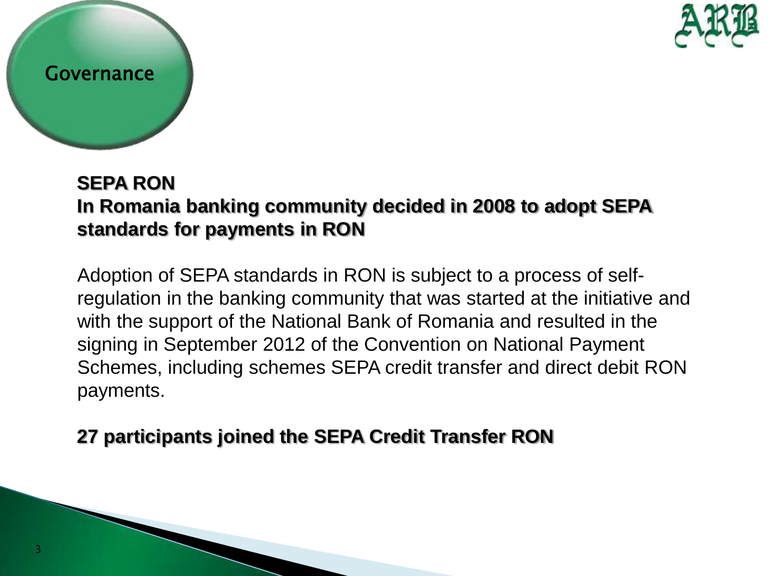## Governance

**SEPA RON**
**In Romania banking community decided in 2008 to adopt SEPA standards for payments in RON**

Adoption of SEPA standards in RON is subject to a process of self-regulation in the banking community that was started at the initiative and with the support of the National Bank of Romania and resulted in the signing in September 2012 of the Convention on National Payment Schemes, including schemes SEPA credit transfer and direct debit RON payments.

**27 participants joined the SEPA Credit Transfer RON**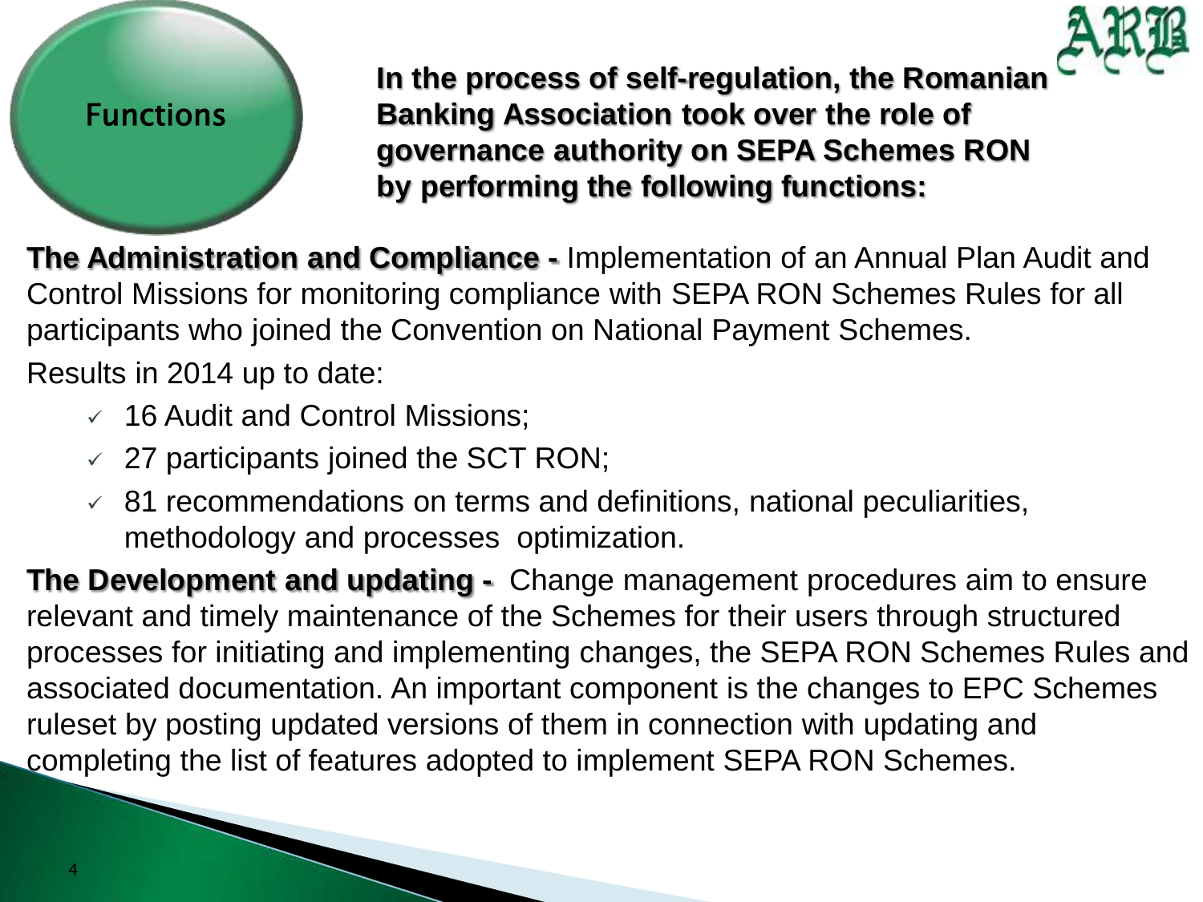## Functions

**In the process of self-regulation, the Romanian Banking Association took over the role of governance authority on SEPA Schemes RON by performing the following functions:**

**The Administration and Compliance -** Implementation of an Annual Plan Audit and Control Missions for monitoring compliance with SEPA RON Schemes Rules for all participants who joined the Convention on National Payment Schemes.

Results in 2014 up to date:

- ✓ 16 Audit and Control Missions;
- ✓ 27 participants joined the SCT RON;
- ✓ 81 recommendations on terms and definitions, national peculiarities, methodology and processes optimization.

**The Development and updating -** Change management procedures aim to ensure relevant and timely maintenance of the Schemes for their users through structured processes for initiating and implementing changes, the SEPA RON Schemes Rules and associated documentation. An important component is the changes to EPC Schemes ruleset by posting updated versions of them in connection with updating and completing the list of features adopted to implement SEPA RON Schemes.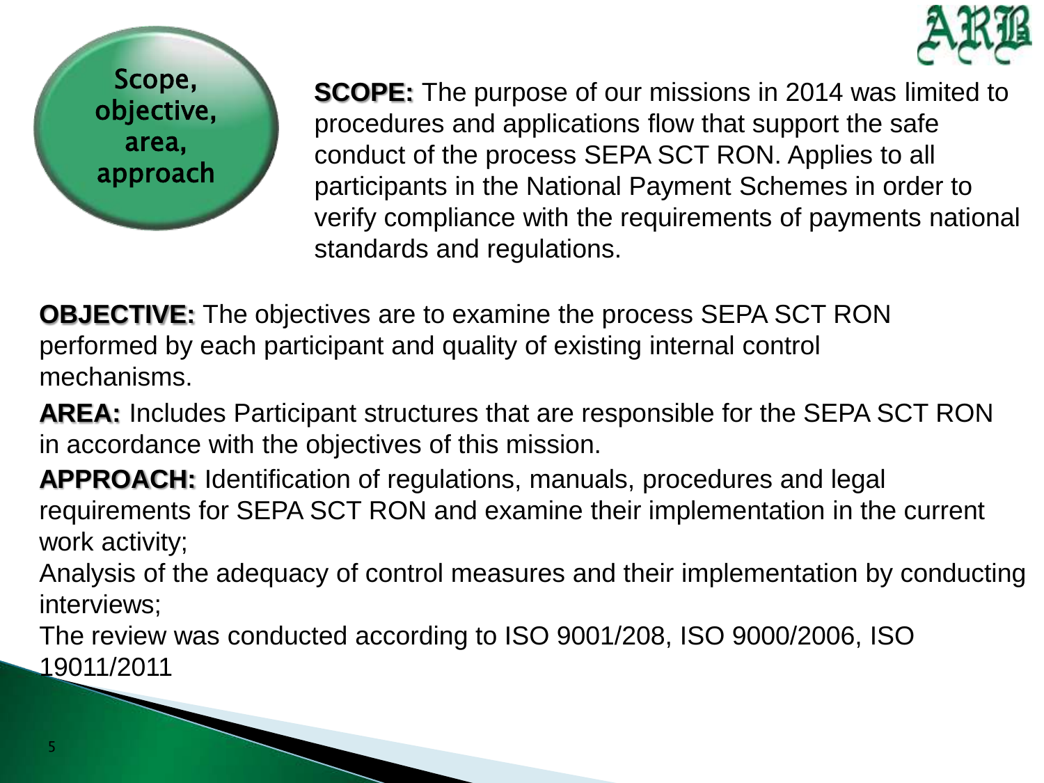## Scope, objective, area, approach

**SCOPE:** The purpose of our missions in 2014 was limited to procedures and applications flow that support the safe conduct of the process SEPA SCT RON. Applies to all participants in the National Payment Schemes in order to verify compliance with the requirements of payments national standards and regulations.

**OBJECTIVE:** The objectives are to examine the process SEPA SCT RON performed by each participant and quality of existing internal control mechanisms.

**AREA:** Includes Participant structures that are responsible for the SEPA SCT RON in accordance with the objectives of this mission.

**APPROACH:** Identification of regulations, manuals, procedures and legal requirements for SEPA SCT RON and examine their implementation in the current work activity;

Analysis of the adequacy of control measures and their implementation by conducting interviews;

The review was conducted according to ISO 9001/208, ISO 9000/2006, ISO 19011/2011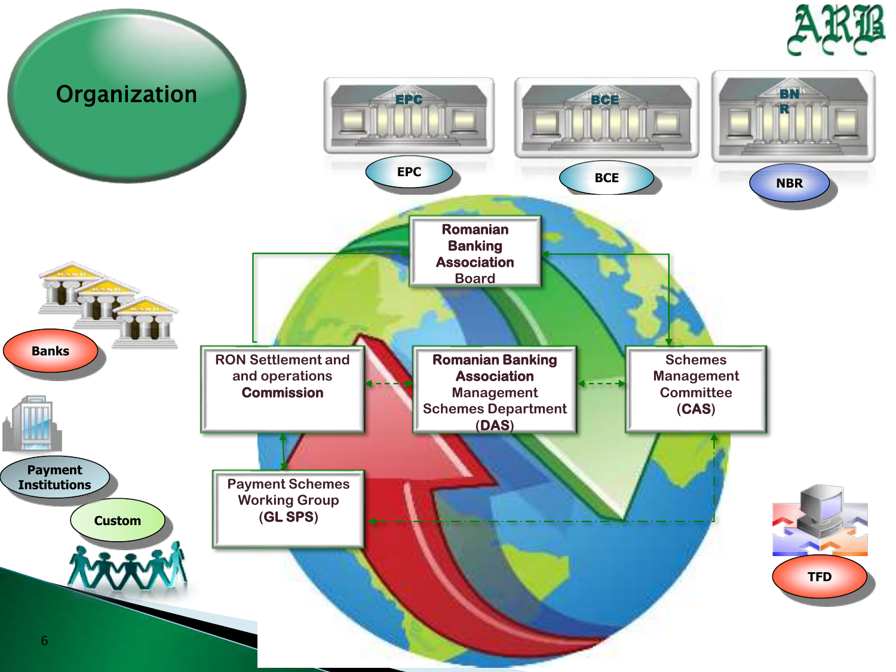# Organization

EPC

BCE

NBR

Banks

Payment Institutions

Custom

TFD

**Romanian Banking Association** Board

RON Settlement and and operations **Commission**

**Romanian Banking Association** Management Schemes Department (**DAS**)

Schemes Management Committee (**CAS**)

Payment Schemes Working Group (**GL SPS**)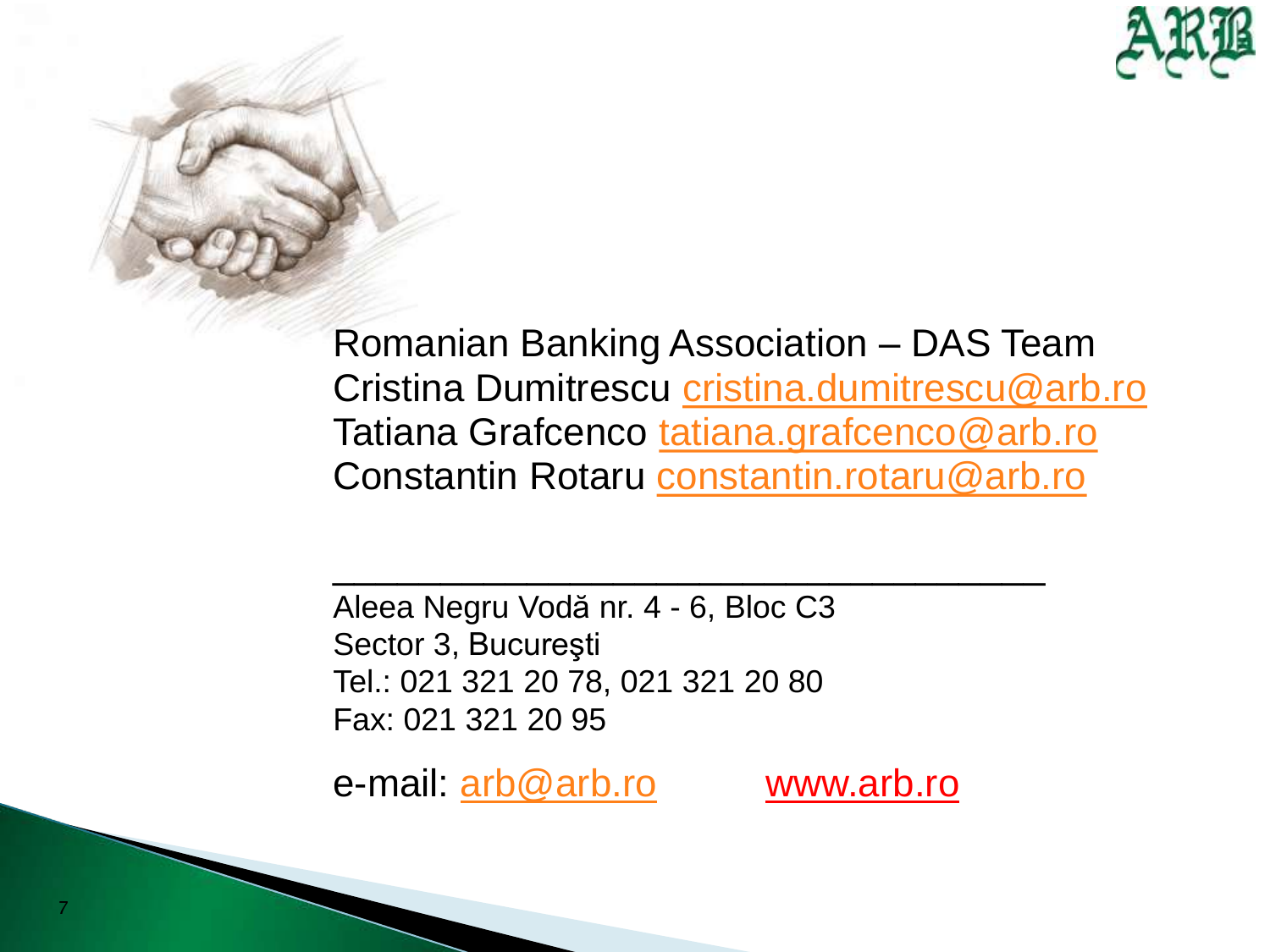Romanian Banking Association – DAS Team
Cristina Dumitrescu cristina.dumitrescu@arb.ro
Tatiana Grafcenco tatiana.grafcenco@arb.ro
Constantin Rotaru constantin.rotaru@arb.ro

---

Aleea Negru Vodă nr. 4 - 6, Bloc C3
Sector 3, Bucureşti
Tel.: 021 321 20 78, 021 321 20 80
Fax: 021 321 20 95

e-mail: arb@arb.ro www.arb.ro